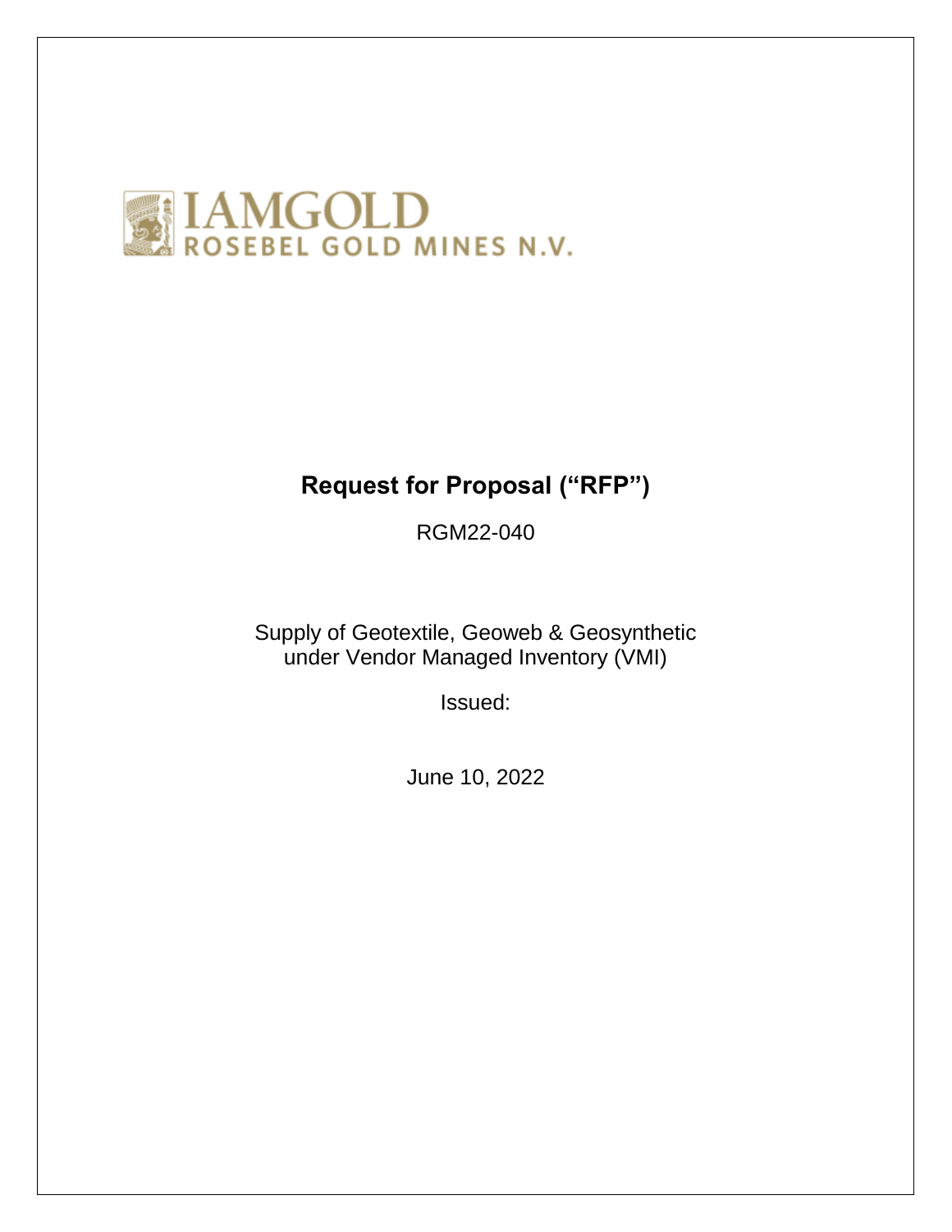IAMGOLD
ROSEBEL GOLD MINES N.V.

# Request for Proposal ("RFP")

RGM22-040

Supply of Geotextile, Geoweb & Geosynthetic
under Vendor Managed Inventory (VMI)

Issued:

June 10, 2022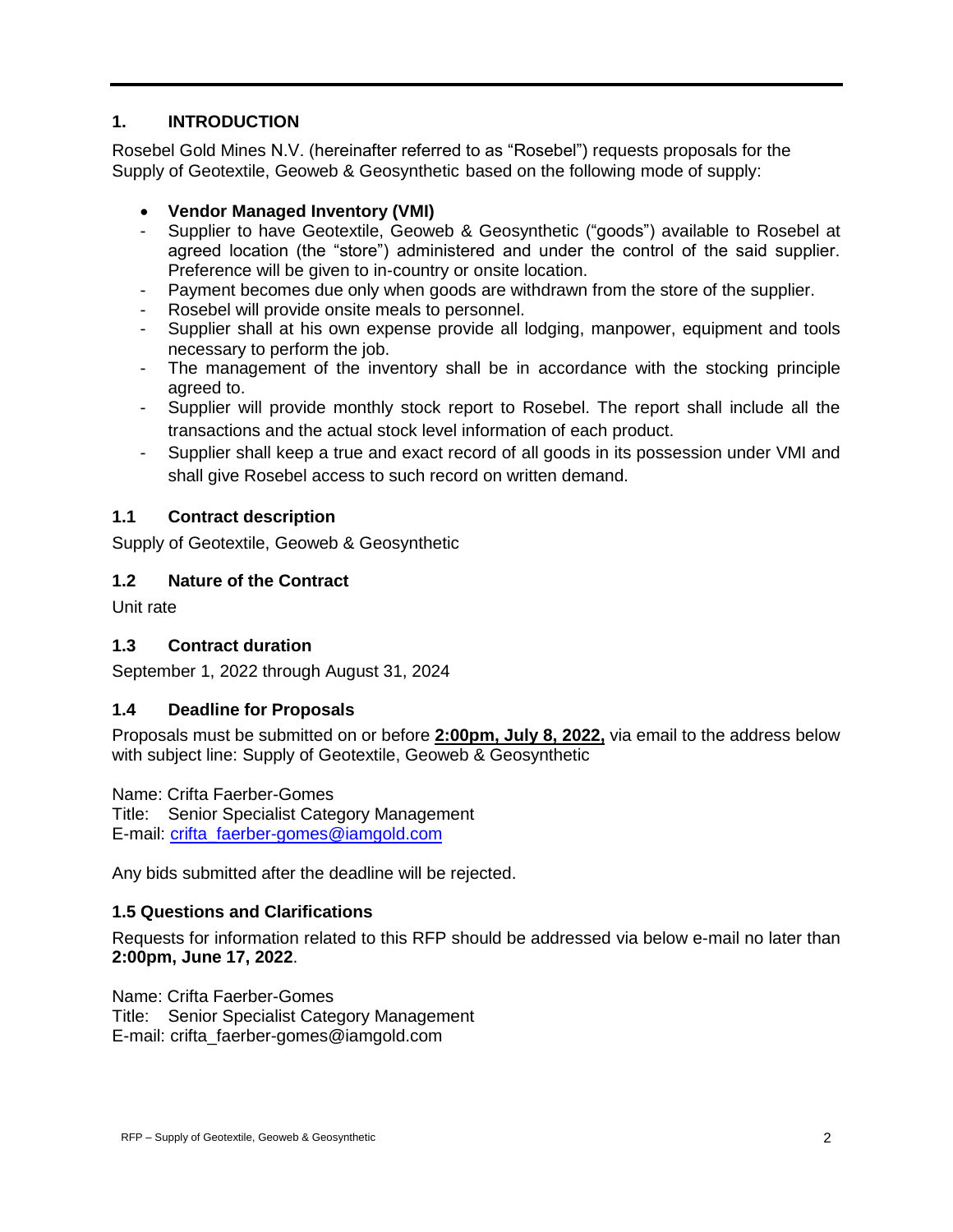## 1. INTRODUCTION

Rosebel Gold Mines N.V. (hereinafter referred to as "Rosebel") requests proposals for the Supply of Geotextile, Geoweb & Geosynthetic based on the following mode of supply:

- **Vendor Managed Inventory (VMI)**

- Supplier to have Geotextile, Geoweb & Geosynthetic ("goods") available to Rosebel at agreed location (the "store") administered and under the control of the said supplier. Preference will be given to in-country or onsite location.
- Payment becomes due only when goods are withdrawn from the store of the supplier.
- Rosebel will provide onsite meals to personnel.
- Supplier shall at his own expense provide all lodging, manpower, equipment and tools necessary to perform the job.
- The management of the inventory shall be in accordance with the stocking principle agreed to.
- Supplier will provide monthly stock report to Rosebel. The report shall include all the transactions and the actual stock level information of each product.
- Supplier shall keep a true and exact record of all goods in its possession under VMI and shall give Rosebel access to such record on written demand.

### 1.1 Contract description

Supply of Geotextile, Geoweb & Geosynthetic

### 1.2 Nature of the Contract

Unit rate

### 1.3 Contract duration

September 1, 2022 through August 31, 2024

### 1.4 Deadline for Proposals

Proposals must be submitted on or before **2:00pm, July 8, 2022,** via email to the address below with subject line: Supply of Geotextile, Geoweb & Geosynthetic

Name: Crifta Faerber-Gomes
Title: Senior Specialist Category Management
E-mail: crifta_faerber-gomes@iamgold.com

Any bids submitted after the deadline will be rejected.

### 1.5 Questions and Clarifications

Requests for information related to this RFP should be addressed via below e-mail no later than **2:00pm, June 17, 2022**.

Name: Crifta Faerber-Gomes
Title: Senior Specialist Category Management
E-mail: crifta_faerber-gomes@iamgold.com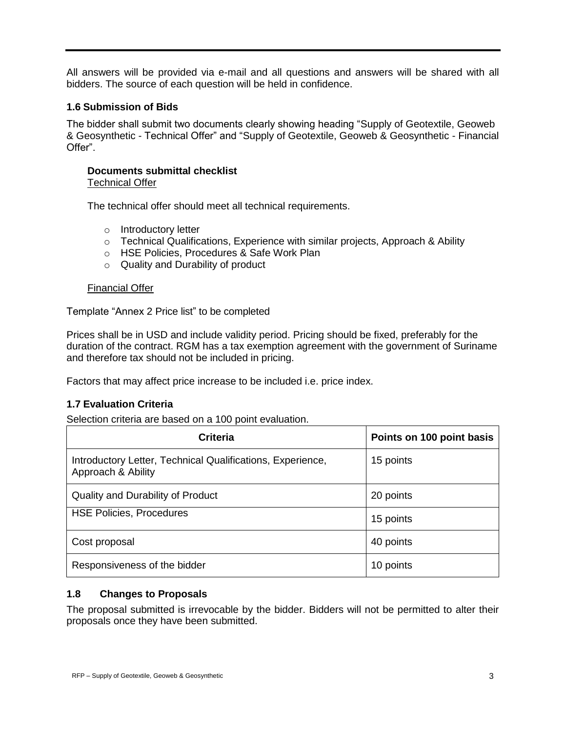All answers will be provided via e-mail and all questions and answers will be shared with all bidders. The source of each question will be held in confidence.

### 1.6 Submission of Bids

The bidder shall submit two documents clearly showing heading "Supply of Geotextile, Geoweb & Geosynthetic - Technical Offer" and "Supply of Geotextile, Geoweb & Geosynthetic - Financial Offer".

**Documents submittal checklist**

Technical Offer

The technical offer should meet all technical requirements.

- Introductory letter
- Technical Qualifications, Experience with similar projects, Approach & Ability
- HSE Policies, Procedures & Safe Work Plan
- Quality and Durability of product

Financial Offer

Template "Annex 2 Price list" to be completed

Prices shall be in USD and include validity period. Pricing should be fixed, preferably for the duration of the contract. RGM has a tax exemption agreement with the government of Suriname and therefore tax should not be included in pricing.

Factors that may affect price increase to be included i.e. price index.

### 1.7 Evaluation Criteria

Selection criteria are based on a 100 point evaluation.

| Criteria | Points on 100 point basis |
| --- | --- |
| Introductory Letter, Technical Qualifications, Experience, Approach & Ability | 15 points |
| Quality and Durability of Product | 20 points |
| HSE Policies, Procedures | 15 points |
| Cost proposal | 40 points |
| Responsiveness of the bidder | 10 points |

### 1.8 Changes to Proposals

The proposal submitted is irrevocable by the bidder. Bidders will not be permitted to alter their proposals once they have been submitted.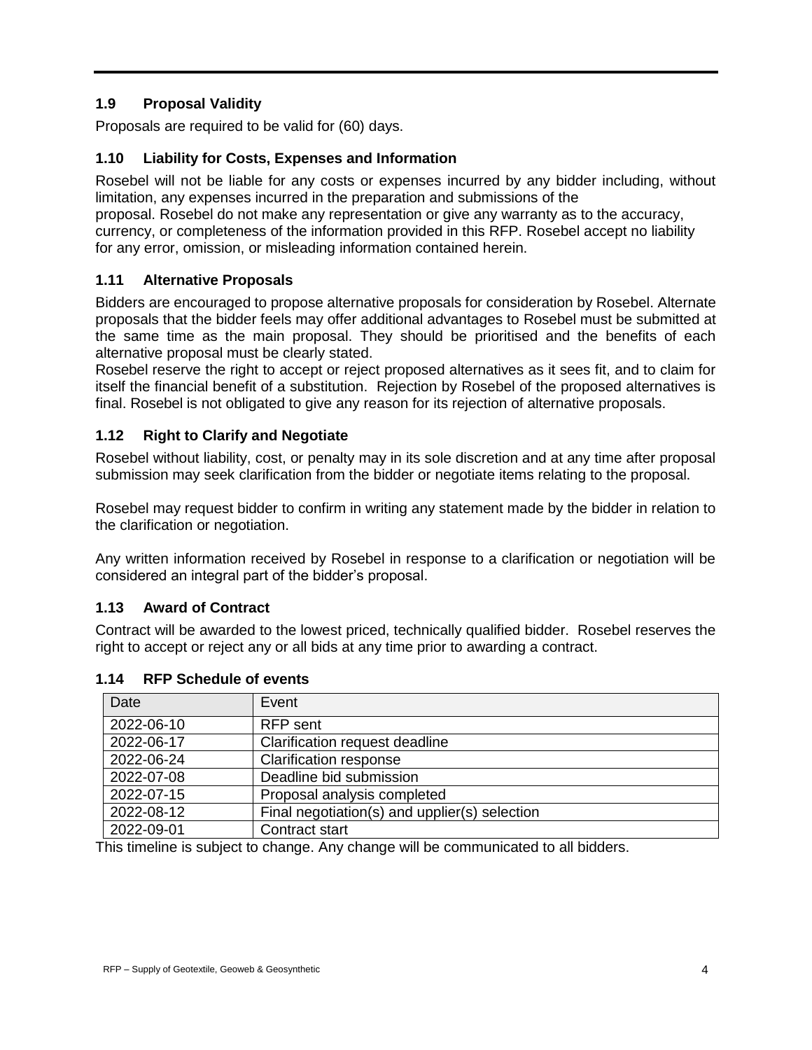### 1.9 Proposal Validity

Proposals are required to be valid for (60) days.

### 1.10 Liability for Costs, Expenses and Information

Rosebel will not be liable for any costs or expenses incurred by any bidder including, without limitation, any expenses incurred in the preparation and submissions of the proposal. Rosebel do not make any representation or give any warranty as to the accuracy, currency, or completeness of the information provided in this RFP. Rosebel accept no liability for any error, omission, or misleading information contained herein.

### 1.11 Alternative Proposals

Bidders are encouraged to propose alternative proposals for consideration by Rosebel. Alternate proposals that the bidder feels may offer additional advantages to Rosebel must be submitted at the same time as the main proposal. They should be prioritised and the benefits of each alternative proposal must be clearly stated.

Rosebel reserve the right to accept or reject proposed alternatives as it sees fit, and to claim for itself the financial benefit of a substitution. Rejection by Rosebel of the proposed alternatives is final. Rosebel is not obligated to give any reason for its rejection of alternative proposals.

### 1.12 Right to Clarify and Negotiate

Rosebel without liability, cost, or penalty may in its sole discretion and at any time after proposal submission may seek clarification from the bidder or negotiate items relating to the proposal.

Rosebel may request bidder to confirm in writing any statement made by the bidder in relation to the clarification or negotiation.

Any written information received by Rosebel in response to a clarification or negotiation will be considered an integral part of the bidder's proposal.

### 1.13 Award of Contract

Contract will be awarded to the lowest priced, technically qualified bidder. Rosebel reserves the right to accept or reject any or all bids at any time prior to awarding a contract.

### 1.14 RFP Schedule of events

| Date | Event |
|---|---|
| 2022-06-10 | RFP sent |
| 2022-06-17 | Clarification request deadline |
| 2022-06-24 | Clarification response |
| 2022-07-08 | Deadline bid submission |
| 2022-07-15 | Proposal analysis completed |
| 2022-08-12 | Final negotiation(s) and upplier(s) selection |
| 2022-09-01 | Contract start |

This timeline is subject to change. Any change will be communicated to all bidders.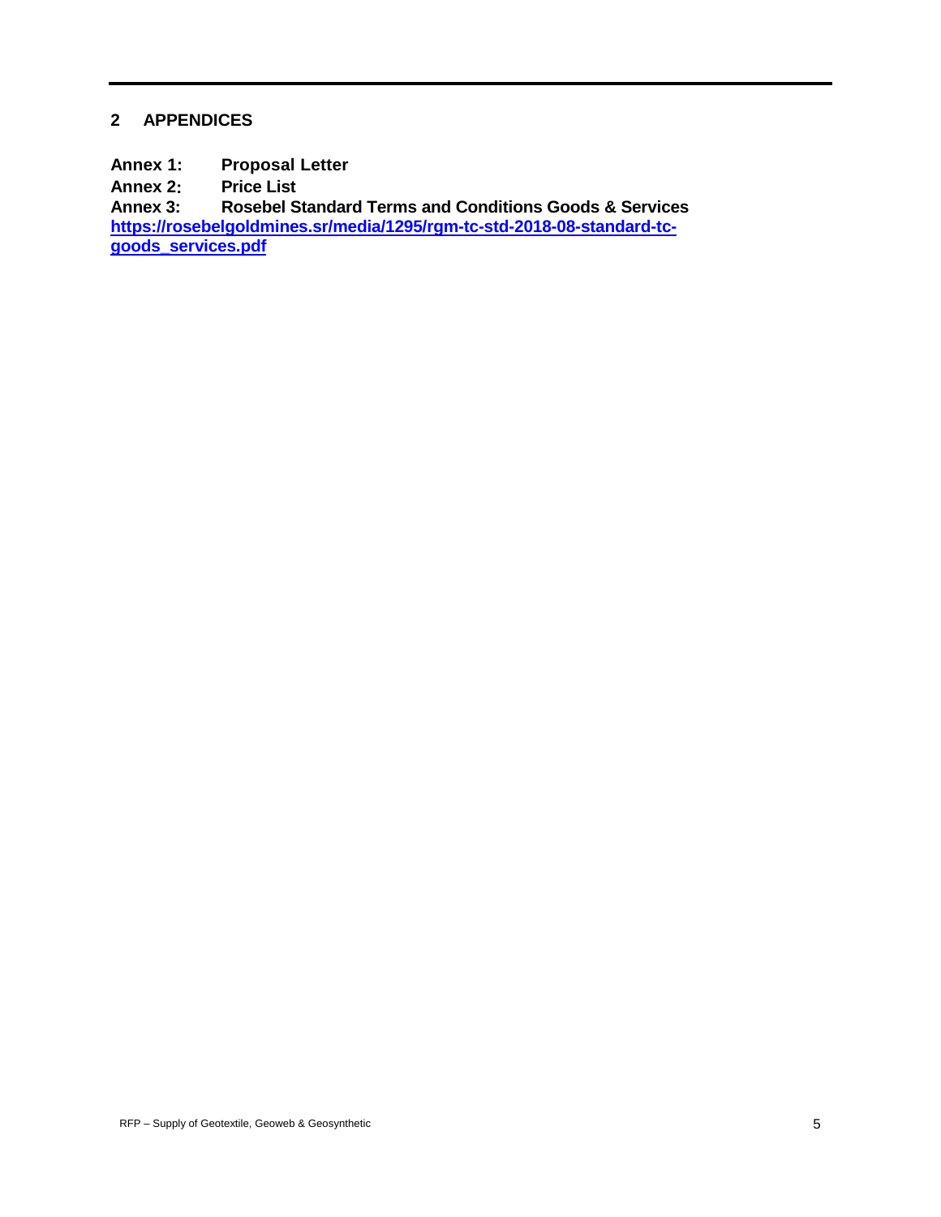## 2 APPENDICES

**Annex 1: Proposal Letter**
**Annex 2: Price List**
**Annex 3: Rosebel Standard Terms and Conditions Goods & Services**
**[https://rosebelgoldmines.sr/media/1295/rgm-tc-std-2018-08-standard-tc-goods_services.pdf](https://rosebelgoldmines.sr/media/1295/rgm-tc-std-2018-08-standard-tc-goods_services.pdf)**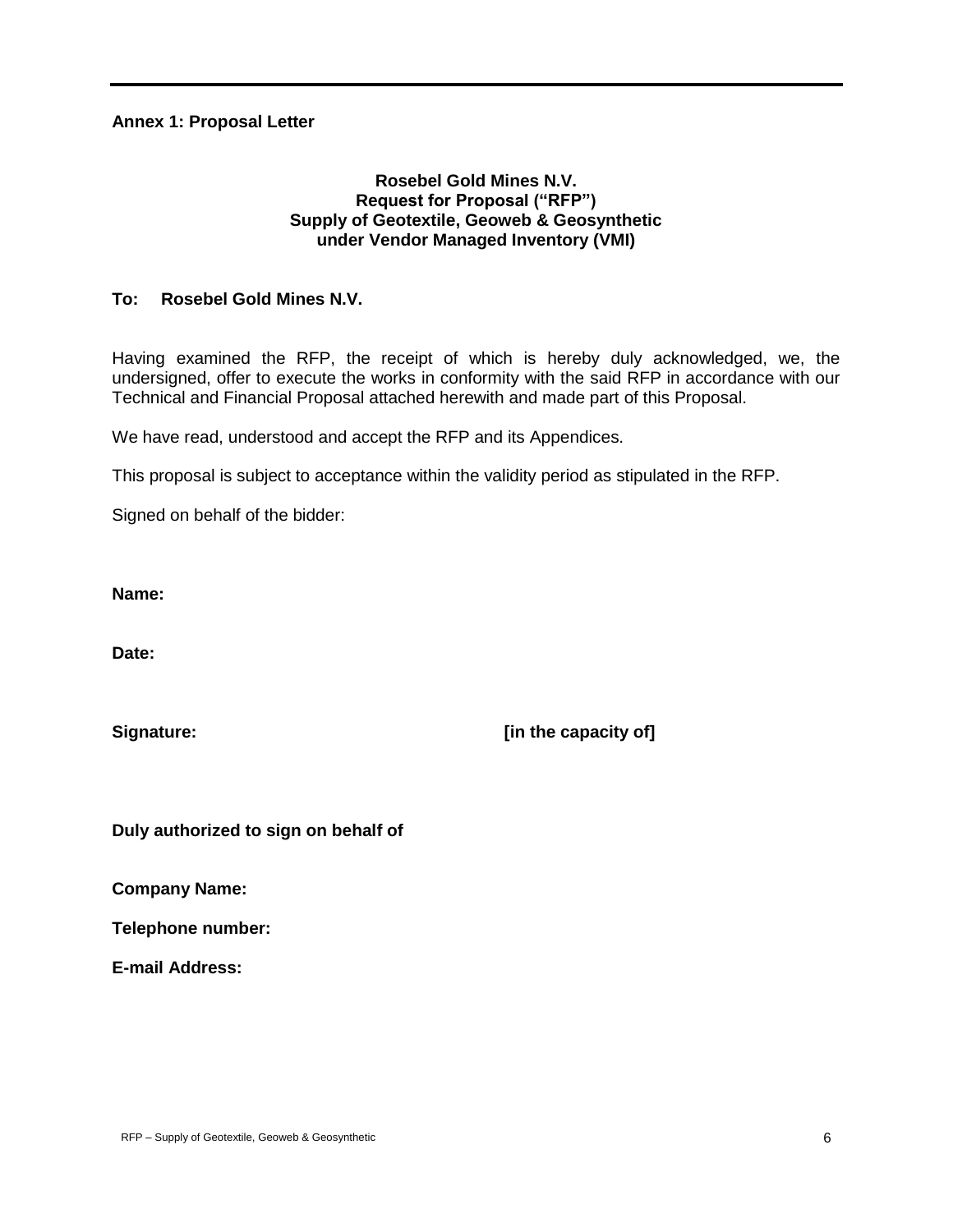**Annex 1: Proposal Letter**

**Rosebel Gold Mines N.V.**
**Request for Proposal ("RFP")**
**Supply of Geotextile, Geoweb & Geosynthetic**
**under Vendor Managed Inventory (VMI)**

**To: Rosebel Gold Mines N.V.**

Having examined the RFP, the receipt of which is hereby duly acknowledged, we, the undersigned, offer to execute the works in conformity with the said RFP in accordance with our Technical and Financial Proposal attached herewith and made part of this Proposal.

We have read, understood and accept the RFP and its Appendices.

This proposal is subject to acceptance within the validity period as stipulated in the RFP.

Signed on behalf of the bidder:

**Name:**

**Date:**

**Signature:** **[in the capacity of]**

**Duly authorized to sign on behalf of**

**Company Name:**

**Telephone number:**

**E-mail Address:**